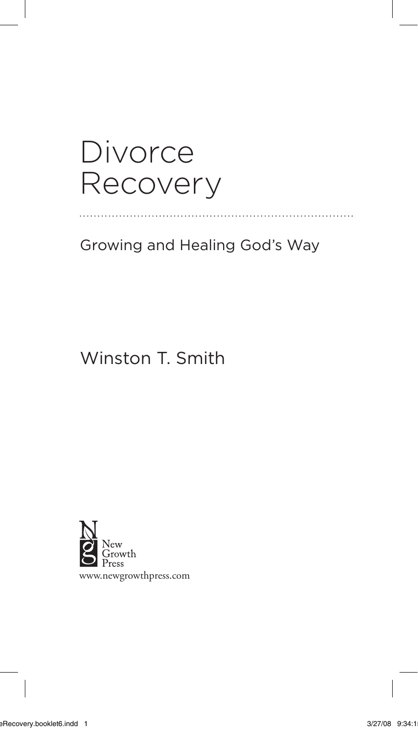# Divorce Recovery

## Growing and Healing God's Way

Winston T. Smith

New Growth Press

www.newgrowthpress.com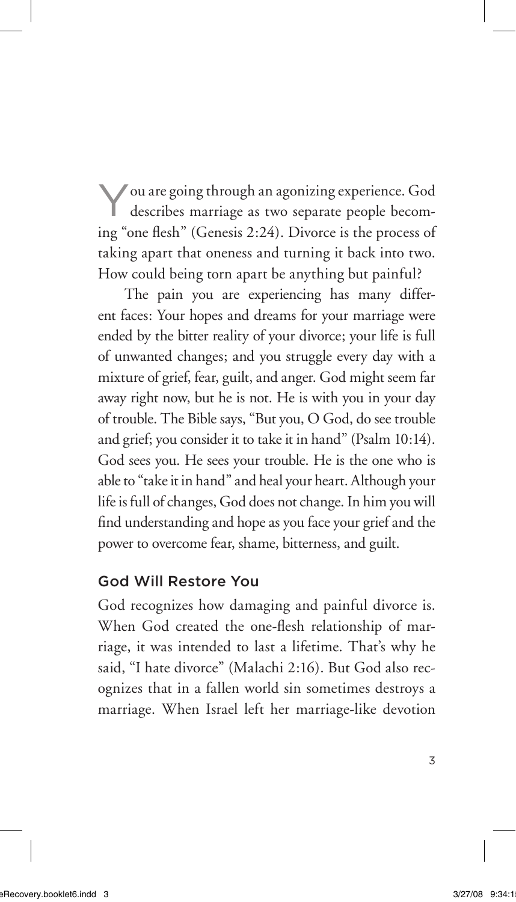You are going through an agonizing experience. God describes marriage as two separate people becoming "one flesh" (Genesis 2:24). Divorce is the process of taking apart that oneness and turning it back into two. How could being torn apart be anything but painful?

The pain you are experiencing has many different faces: Your hopes and dreams for your marriage were ended by the bitter reality of your divorce; your life is full of unwanted changes; and you struggle every day with a mixture of grief, fear, guilt, and anger. God might seem far away right now, but he is not. He is with you in your day of trouble. The Bible says, "But you, O God, do see trouble and grief; you consider it to take it in hand" (Psalm 10:14). God sees you. He sees your trouble. He is the one who is able to "take it in hand" and heal your heart. Although your life is full of changes, God does not change. In him you will find understanding and hope as you face your grief and the power to overcome fear, shame, bitterness, and guilt.

## God Will Restore You

God recognizes how damaging and painful divorce is. When God created the one-flesh relationship of marriage, it was intended to last a lifetime. That's why he said, "I hate divorce" (Malachi 2:16). But God also recognizes that in a fallen world sin sometimes destroys a marriage. When Israel left her marriage-like devotion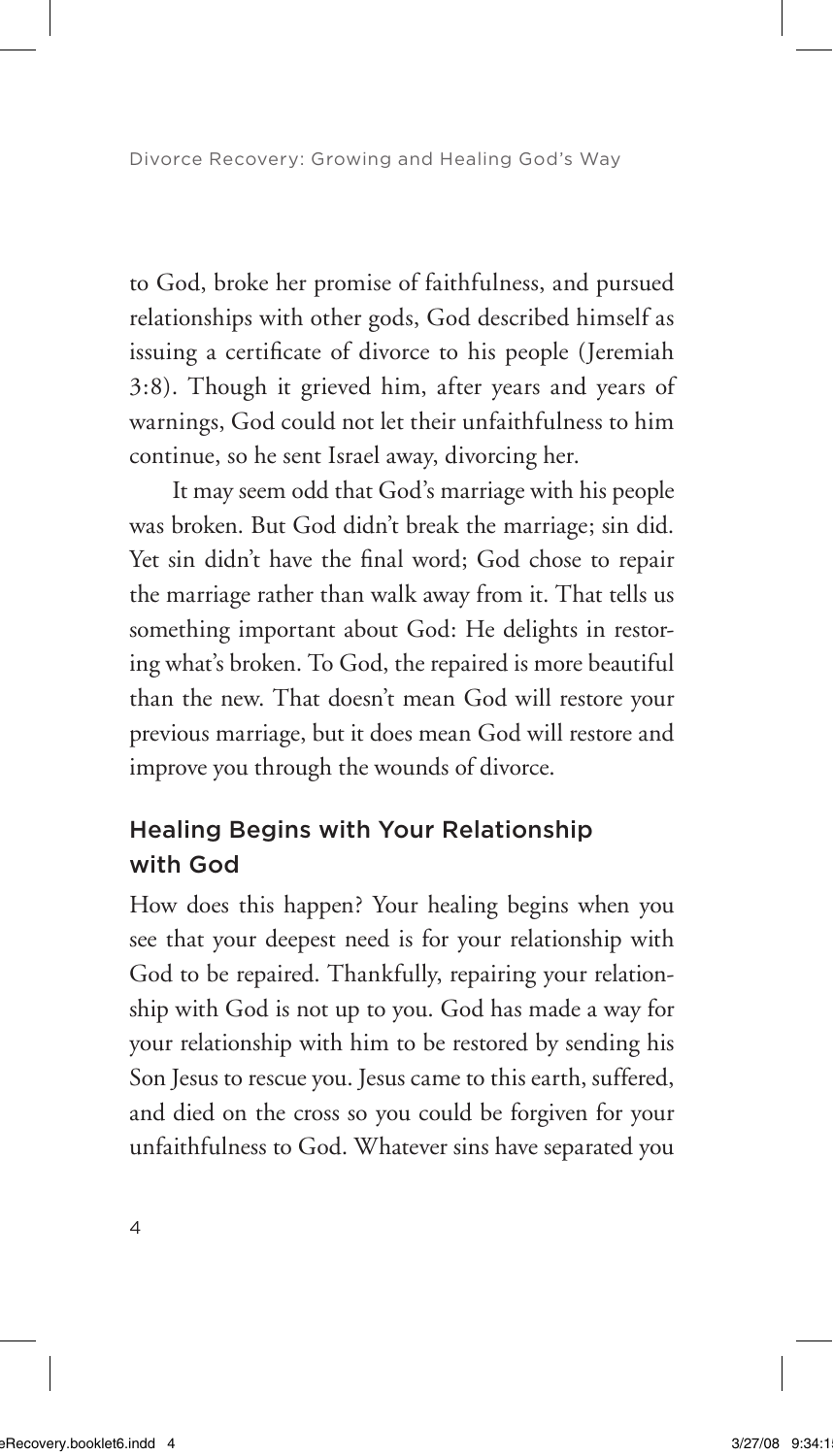to God, broke her promise of faithfulness, and pursued relationships with other gods, God described himself as issuing a certificate of divorce to his people (Jeremiah 3:8). Though it grieved him, after years and years of warnings, God could not let their unfaithfulness to him continue, so he sent Israel away, divorcing her.

It may seem odd that God's marriage with his people was broken. But God didn't break the marriage; sin did. Yet sin didn't have the final word; God chose to repair the marriage rather than walk away from it. That tells us something important about God: He delights in restoring what's broken. To God, the repaired is more beautiful than the new. That doesn't mean God will restore your previous marriage, but it does mean God will restore and improve you through the wounds of divorce.

## Healing Begins with Your Relationship with God

How does this happen? Your healing begins when you see that your deepest need is for your relationship with God to be repaired. Thankfully, repairing your relationship with God is not up to you. God has made a way for your relationship with him to be restored by sending his Son Jesus to rescue you. Jesus came to this earth, suffered, and died on the cross so you could be forgiven for your unfaithfulness to God. Whatever sins have separated you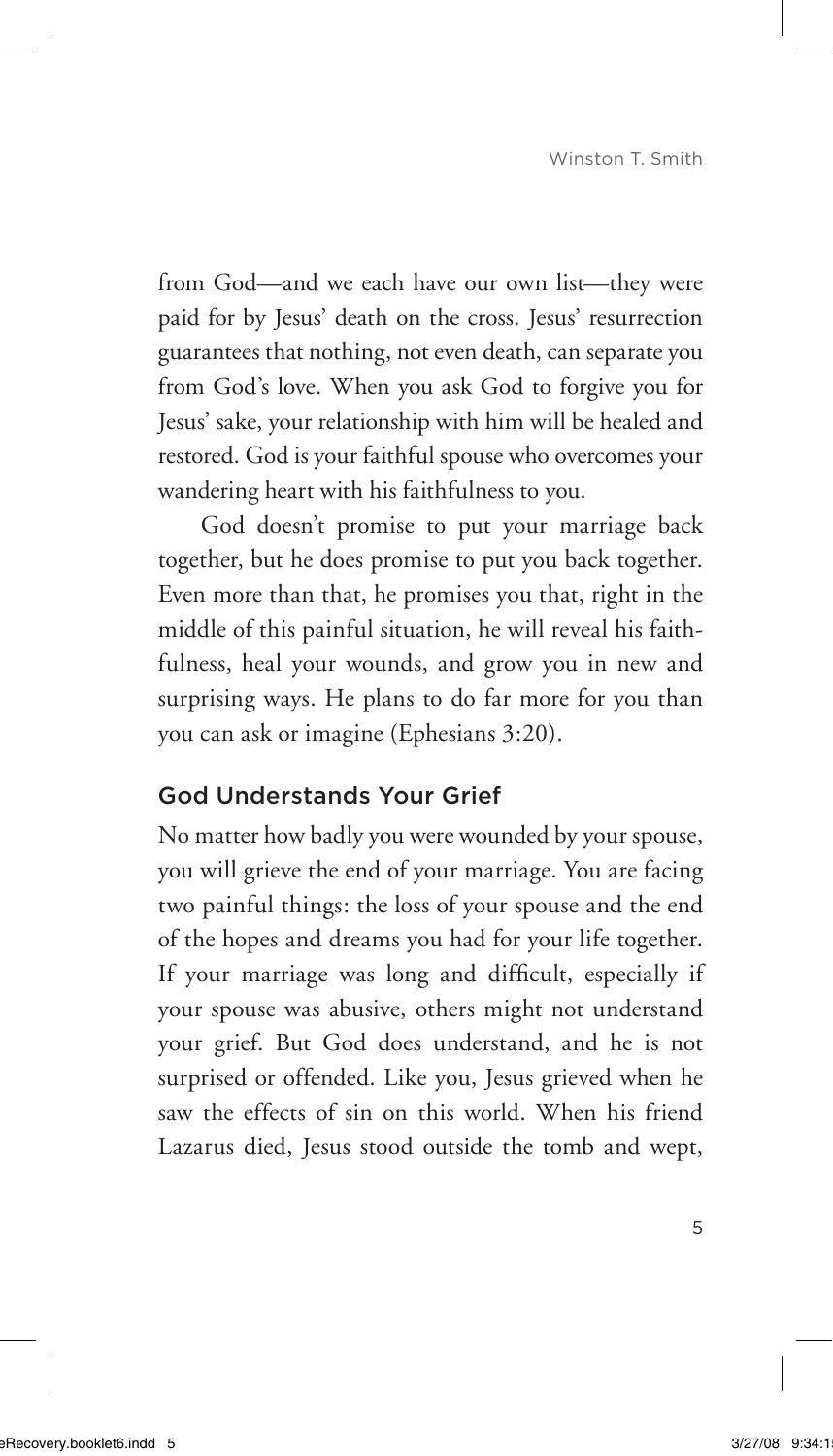from God—and we each have our own list—they were paid for by Jesus' death on the cross. Jesus' resurrection guarantees that nothing, not even death, can separate you from God's love. When you ask God to forgive you for Jesus' sake, your relationship with him will be healed and restored. God is your faithful spouse who overcomes your wandering heart with his faithfulness to you.

God doesn't promise to put your marriage back together, but he does promise to put you back together. Even more than that, he promises you that, right in the middle of this painful situation, he will reveal his faithfulness, heal your wounds, and grow you in new and surprising ways. He plans to do far more for you than you can ask or imagine (Ephesians 3:20).

## God Understands Your Grief

No matter how badly you were wounded by your spouse, you will grieve the end of your marriage. You are facing two painful things: the loss of your spouse and the end of the hopes and dreams you had for your life together. If your marriage was long and difficult, especially if your spouse was abusive, others might not understand your grief. But God does understand, and he is not surprised or offended. Like you, Jesus grieved when he saw the effects of sin on this world. When his friend Lazarus died, Jesus stood outside the tomb and wept,